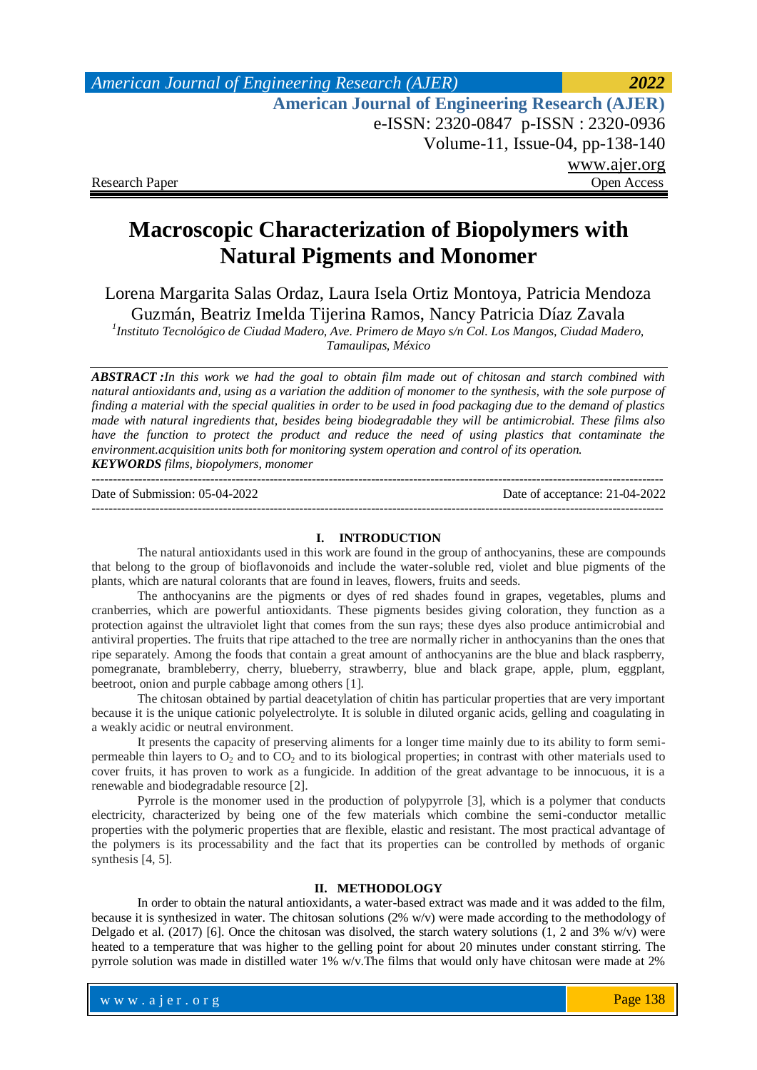Research Paper | Open Access

# Macroscopic Characterization of Biopolymers with Natural Pigments and Monomer

Lorena Margarita Salas Ordaz, Laura Isela Ortiz Montoya, Patricia Mendoza Guzmán, Beatriz Imelda Tijerina Ramos, Nancy Patricia Díaz Zavala

[1]*Instituto Tecnológico de Ciudad Madero, Ave. Primero de Mayo s/n Col. Los Mangos, Ciudad Madero, Tamaulipas, México*

***ABSTRACT :****In this work we had the goal to obtain film made out of chitosan and starch combined with natural antioxidants and, using as a variation the addition of monomer to the synthesis, with the sole purpose of finding a material with the special qualities in order to be used in food packaging due to the demand of plastics made with natural ingredients that, besides being biodegradable they will be antimicrobial. These films also have the function to protect the product and reduce the need of using plastics that contaminate the environment.acquisition units both for monitoring system operation and control of its operation.*

***KEYWORDS*** *films, biopolymers, monomer*

---

Date of Submission: 05-04-2022 | Date of acceptance: 21-04-2022

---

## I. INTRODUCTION

The natural antioxidants used in this work are found in the group of anthocyanins, these are compounds that belong to the group of bioflavonoids and include the water-soluble red, violet and blue pigments of the plants, which are natural colorants that are found in leaves, flowers, fruits and seeds.

The anthocyanins are the pigments or dyes of red shades found in grapes, vegetables, plums and cranberries, which are powerful antioxidants. These pigments besides giving coloration, they function as a protection against the ultraviolet light that comes from the sun rays; these dyes also produce antimicrobial and antiviral properties. The fruits that ripe attached to the tree are normally richer in anthocyanins than the ones that ripe separately. Among the foods that contain a great amount of anthocyanins are the blue and black raspberry, pomegranate, brambleberry, cherry, blueberry, strawberry, blue and black grape, apple, plum, eggplant, beetroot, onion and purple cabbage among others [1].

The chitosan obtained by partial deacetylation of chitin has particular properties that are very important because it is the unique cationic polyelectrolyte. It is soluble in diluted organic acids, gelling and coagulating in a weakly acidic or neutral environment.

It presents the capacity of preserving aliments for a longer time mainly due to its ability to form semi-permeable thin layers to $O_2$ and to $CO_2$ and to its biological properties; in contrast with other materials used to cover fruits, it has proven to work as a fungicide. In addition of the great advantage to be innocuous, it is a renewable and biodegradable resource [2].

Pyrrole is the monomer used in the production of polypyrrole [3], which is a polymer that conducts electricity, characterized by being one of the few materials which combine the semi-conductor metallic properties with the polymeric properties that are flexible, elastic and resistant. The most practical advantage of the polymers is its processability and the fact that its properties can be controlled by methods of organic synthesis [4, 5].

## II. METHODOLOGY

In order to obtain the natural antioxidants, a water-based extract was made and it was added to the film, because it is synthesized in water. The chitosan solutions (2% w/v) were made according to the methodology of Delgado et al. (2017) [6]. Once the chitosan was disolved, the starch watery solutions (1, 2 and 3% w/v) were heated to a temperature that was higher to the gelling point for about 20 minutes under constant stirring. The pyrrole solution was made in distilled water 1% w/v.The films that would only have chitosan were made at 2%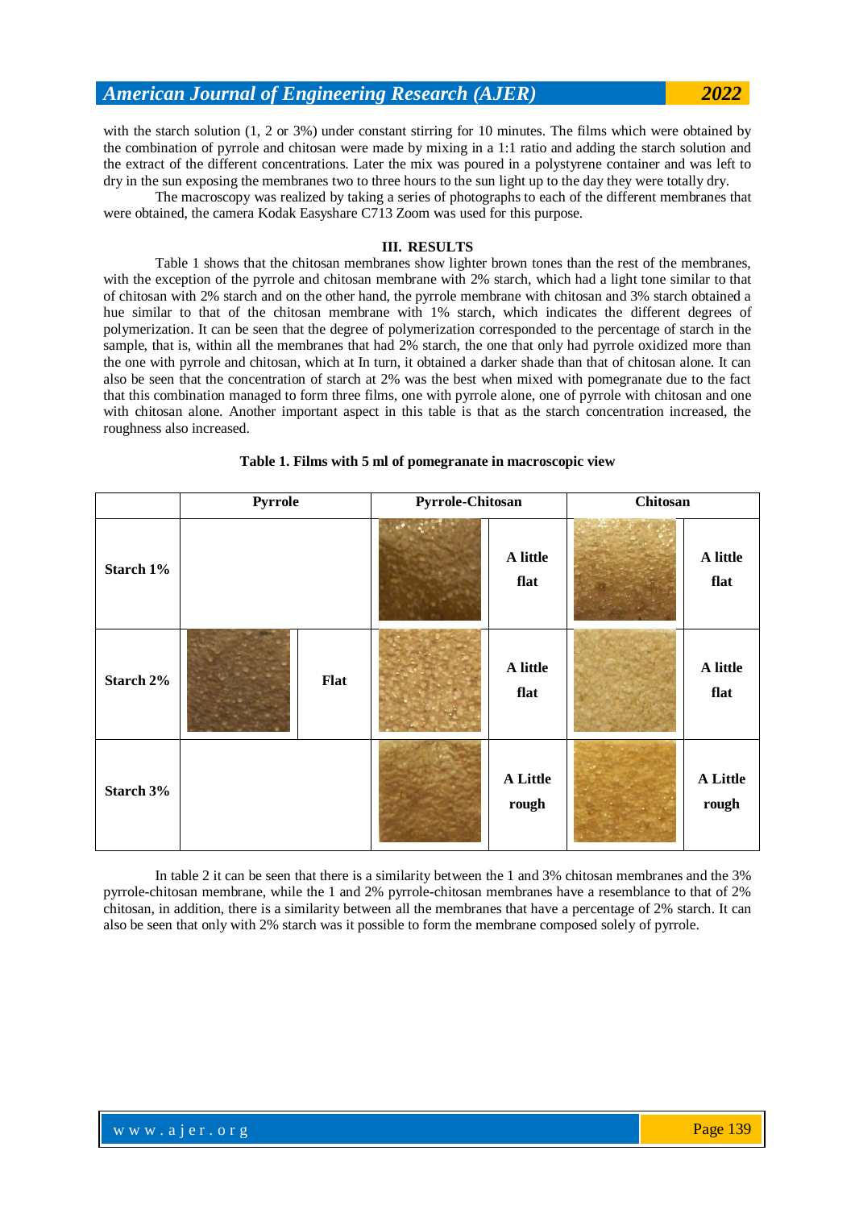with the starch solution (1, 2 or 3%) under constant stirring for 10 minutes. The films which were obtained by the combination of pyrrole and chitosan were made by mixing in a 1:1 ratio and adding the starch solution and the extract of the different concentrations. Later the mix was poured in a polystyrene container and was left to dry in the sun exposing the membranes two to three hours to the sun light up to the day they were totally dry.

The macroscopy was realized by taking a series of photographs to each of the different membranes that were obtained, the camera Kodak Easyshare C713 Zoom was used for this purpose.

## III. RESULTS

Table 1 shows that the chitosan membranes show lighter brown tones than the rest of the membranes, with the exception of the pyrrole and chitosan membrane with 2% starch, which had a light tone similar to that of chitosan with 2% starch and on the other hand, the pyrrole membrane with chitosan and 3% starch obtained a hue similar to that of the chitosan membrane with 1% starch, which indicates the different degrees of polymerization. It can be seen that the degree of polymerization corresponded to the percentage of starch in the sample, that is, within all the membranes that had 2% starch, the one that only had pyrrole oxidized more than the one with pyrrole and chitosan, which at In turn, it obtained a darker shade than that of chitosan alone. It can also be seen that the concentration of starch at 2% was the best when mixed with pomegranate due to the fact that this combination managed to form three films, one with pyrrole alone, one of pyrrole with chitosan and one with chitosan alone. Another important aspect in this table is that as the starch concentration increased, the roughness also increased.

**Table 1. Films with 5 ml of pomegranate in macroscopic view**

| | Pyrrole | | Pyrrole-Chitosan | | Chitosan | |
|---|---|---|---|---|---|---|
| **Starch 1%** | | | | **A little flat** | | **A little flat** |
| **Starch 2%** | | **Flat** | | **A little flat** | | **A little flat** |
| **Starch 3%** | | | | **A Little rough** | | **A Little rough** |

In table 2 it can be seen that there is a similarity between the 1 and 3% chitosan membranes and the 3% pyrrole-chitosan membrane, while the 1 and 2% pyrrole-chitosan membranes have a resemblance to that of 2% chitosan, in addition, there is a similarity between all the membranes that have a percentage of 2% starch. It can also be seen that only with 2% starch was it possible to form the membrane composed solely of pyrrole.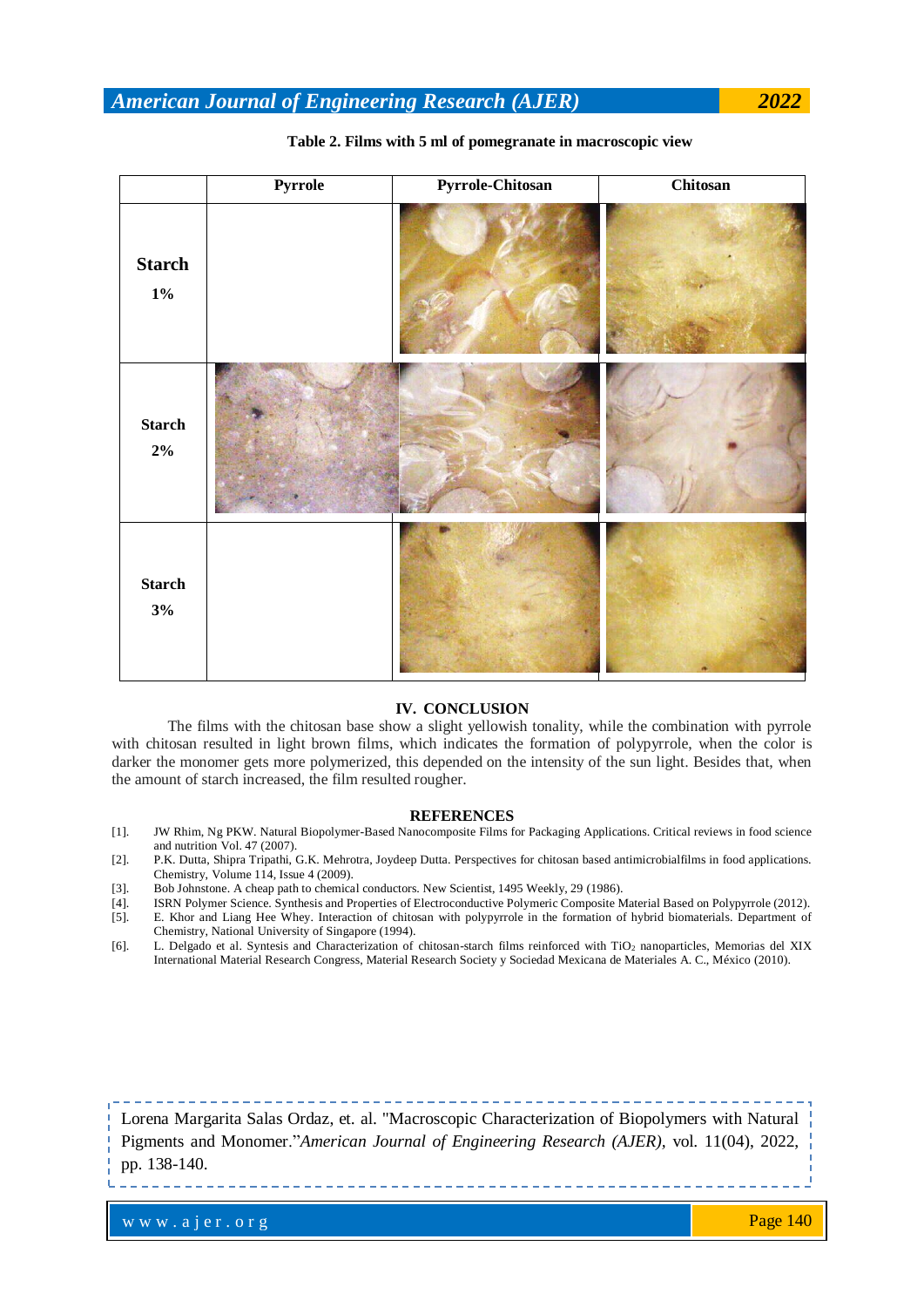**Table 2. Films with 5 ml of pomegranate in macroscopic view**

| | Pyrrole | Pyrrole-Chitosan | Chitosan |
|---|---|---|---|
| **Starch 1%** | | | |
| **Starch 2%** | | | |
| **Starch 3%** | | | |

## IV. CONCLUSION

The films with the chitosan base show a slight yellowish tonality, while the combination with pyrrole with chitosan resulted in light brown films, which indicates the formation of polypyrrole, when the color is darker the monomer gets more polymerized, this depended on the intensity of the sun light. Besides that, when the amount of starch increased, the film resulted rougher.

## REFERENCES

[1]. JW Rhim, Ng PKW. Natural Biopolymer-Based Nanocomposite Films for Packaging Applications. Critical reviews in food science and nutrition Vol. 47 (2007).

[2]. P.K. Dutta, Shipra Tripathi, G.K. Mehrotra, Joydeep Dutta. Perspectives for chitosan based antimicrobialfilms in food applications. Chemistry, Volume 114, Issue 4 (2009).

[3]. Bob Johnstone. A cheap path to chemical conductors. New Scientist, 1495 Weekly, 29 (1986).

[4]. ISRN Polymer Science. Synthesis and Properties of Electroconductive Polymeric Composite Material Based on Polypyrrole (2012).

[5]. E. Khor and Liang Hee Whey. Interaction of chitosan with polypyrrole in the formation of hybrid biomaterials. Department of Chemistry, National University of Singapore (1994).

[6]. L. Delgado et al. Syntesis and Characterization of chitosan-starch films reinforced with $TiO_2$ nanoparticles, Memorias del XIX International Material Research Congress, Material Research Society y Sociedad Mexicana de Materiales A. C., México (2010).

Lorena Margarita Salas Ordaz, et. al. "Macroscopic Characterization of Biopolymers with Natural Pigments and Monomer."*American Journal of Engineering Research (AJER)*, vol. 11(04), 2022, pp. 138-140.